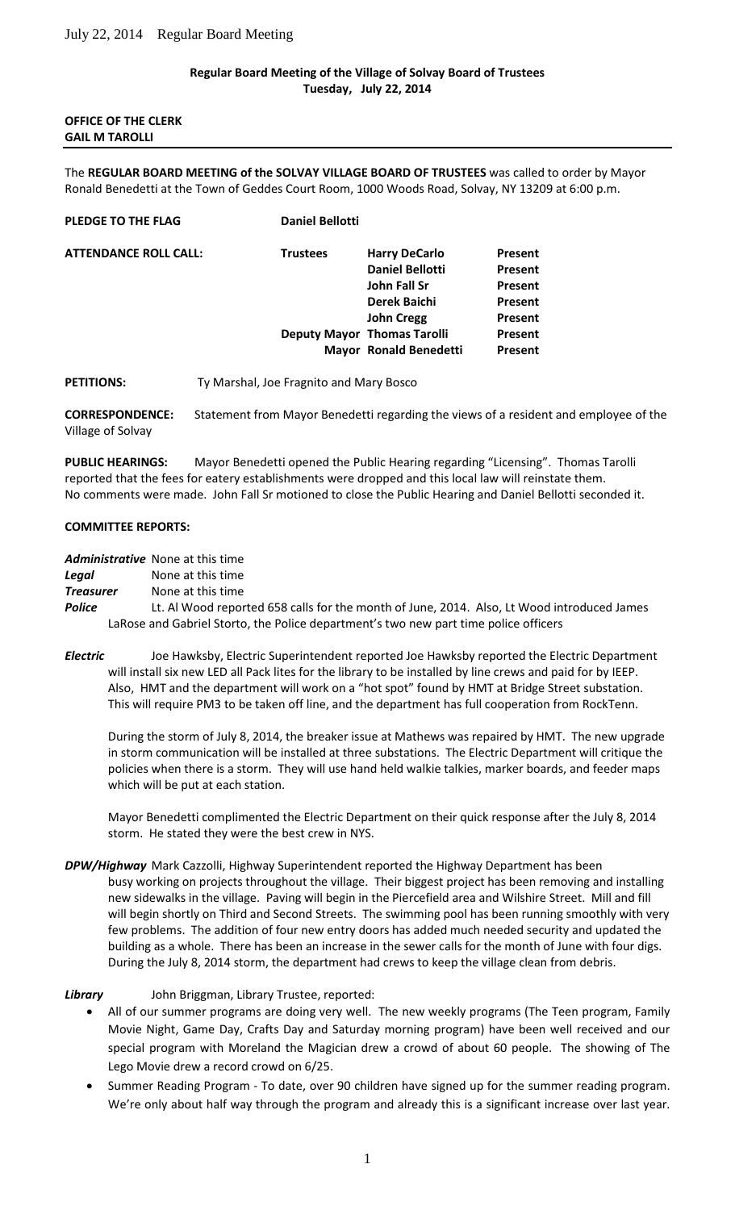**Regular Board Meeting of the Village of Solvay Board of Trustees**
**Tuesday, July 22, 2014**

**OFFICE OF THE CLERK**
**GAIL M TAROLLI**

---

The **REGULAR BOARD MEETING of the SOLVAY VILLAGE BOARD OF TRUSTEES** was called to order by Mayor Ronald Benedetti at the Town of Geddes Court Room, 1000 Woods Road, Solvay, NY 13209 at 6:00 p.m.

**PLEDGE TO THE FLAG** **Daniel Bellotti**

| **ATTENDANCE ROLL CALL:** | **Trustees** | **Harry DeCarlo** | **Present** |
|---|---|---|---|
| | | **Daniel Bellotti** | **Present** |
| | | **John Fall Sr** | **Present** |
| | | **Derek Baichi** | **Present** |
| | | **John Cregg** | **Present** |
| | **Deputy Mayor** | **Thomas Tarolli** | **Present** |
| | **Mayor** | **Ronald Benedetti** | **Present** |

**PETITIONS:** Ty Marshal, Joe Fragnito and Mary Bosco

**CORRESPONDENCE:** Statement from Mayor Benedetti regarding the views of a resident and employee of the Village of Solvay

**PUBLIC HEARINGS:** Mayor Benedetti opened the Public Hearing regarding "Licensing". Thomas Tarolli reported that the fees for eatery establishments were dropped and this local law will reinstate them. No comments were made. John Fall Sr motioned to close the Public Hearing and Daniel Bellotti seconded it.

**COMMITTEE REPORTS:**

***Administrative*** None at this time

***Legal*** None at this time

***Treasurer*** None at this time

***Police*** Lt. Al Wood reported 658 calls for the month of June, 2014. Also, Lt Wood introduced James LaRose and Gabriel Storto, the Police department's two new part time police officers

***Electric*** Joe Hawksby, Electric Superintendent reported Joe Hawksby reported the Electric Department will install six new LED all Pack lites for the library to be installed by line crews and paid for by IEEP. Also, HMT and the department will work on a "hot spot" found by HMT at Bridge Street substation. This will require PM3 to be taken off line, and the department has full cooperation from RockTenn.

During the storm of July 8, 2014, the breaker issue at Mathews was repaired by HMT. The new upgrade in storm communication will be installed at three substations. The Electric Department will critique the policies when there is a storm. They will use hand held walkie talkies, marker boards, and feeder maps which will be put at each station.

Mayor Benedetti complimented the Electric Department on their quick response after the July 8, 2014 storm. He stated they were the best crew in NYS.

***DPW/Highway*** Mark Cazzolli, Highway Superintendent reported the Highway Department has been busy working on projects throughout the village. Their biggest project has been removing and installing new sidewalks in the village. Paving will begin in the Piercefield area and Wilshire Street. Mill and fill will begin shortly on Third and Second Streets. The swimming pool has been running smoothly with very few problems. The addition of four new entry doors has added much needed security and updated the building as a whole. There has been an increase in the sewer calls for the month of June with four digs. During the July 8, 2014 storm, the department had crews to keep the village clean from debris.

***Library*** John Briggman, Library Trustee, reported:

- All of our summer programs are doing very well. The new weekly programs (The Teen program, Family Movie Night, Game Day, Crafts Day and Saturday morning program) have been well received and our special program with Moreland the Magician drew a crowd of about 60 people. The showing of The Lego Movie drew a record crowd on 6/25.
- Summer Reading Program - To date, over 90 children have signed up for the summer reading program. We're only about half way through the program and already this is a significant increase over last year.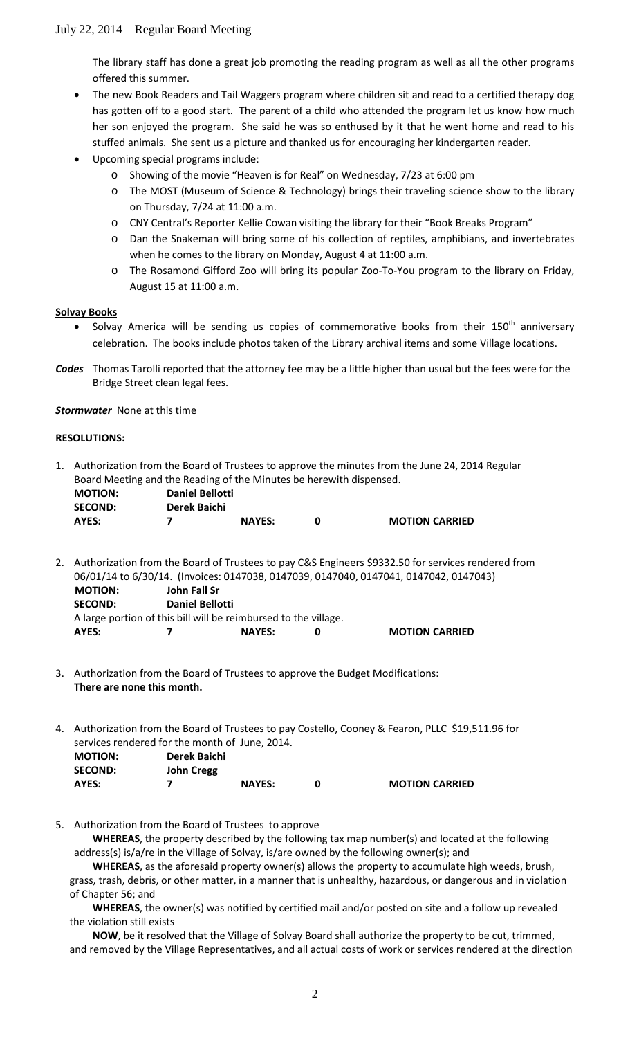The library staff has done a great job promoting the reading program as well as all the other programs offered this summer.

- The new Book Readers and Tail Waggers program where children sit and read to a certified therapy dog has gotten off to a good start. The parent of a child who attended the program let us know how much her son enjoyed the program. She said he was so enthused by it that he went home and read to his stuffed animals. She sent us a picture and thanked us for encouraging her kindergarten reader.
- Upcoming special programs include:
  - Showing of the movie "Heaven is for Real" on Wednesday, 7/23 at 6:00 pm
  - The MOST (Museum of Science & Technology) brings their traveling science show to the library on Thursday, 7/24 at 11:00 a.m.
  - CNY Central's Reporter Kellie Cowan visiting the library for their "Book Breaks Program"
  - Dan the Snakeman will bring some of his collection of reptiles, amphibians, and invertebrates when he comes to the library on Monday, August 4 at 11:00 a.m.
  - The Rosamond Gifford Zoo will bring its popular Zoo-To-You program to the library on Friday, August 15 at 11:00 a.m.

**Solvay Books**

- Solvay America will be sending us copies of commemorative books from their 150th anniversary celebration. The books include photos taken of the Library archival items and some Village locations.

***Codes*** Thomas Tarolli reported that the attorney fee may be a little higher than usual but the fees were for the Bridge Street clean legal fees.

***Stormwater*** None at this time

**RESOLUTIONS:**

1. Authorization from the Board of Trustees to approve the minutes from the June 24, 2014 Regular Board Meeting and the Reading of the Minutes be herewith dispensed.

   **MOTION:** **Daniel Bellotti**
   **SECOND:** **Derek Baichi**
   **AYES:** **7** **NAYES:** **0** **MOTION CARRIED**

2. Authorization from the Board of Trustees to pay C&S Engineers $9332.50 for services rendered from 06/01/14 to 6/30/14. (Invoices: 0147038, 0147039, 0147040, 0147041, 0147042, 0147043)

   **MOTION:** **John Fall Sr**
   **SECOND:** **Daniel Bellotti**
   A large portion of this bill will be reimbursed to the village.
   **AYES:** **7** **NAYES:** **0** **MOTION CARRIED**

3. Authorization from the Board of Trustees to approve the Budget Modifications:
   **There are none this month.**

4. Authorization from the Board of Trustees to pay Costello, Cooney & Fearon, PLLC $19,511.96 for services rendered for the month of June, 2014.

   **MOTION:** **Derek Baichi**
   **SECOND:** **John Cregg**
   **AYES:** **7** **NAYES:** **0** **MOTION CARRIED**

5. Authorization from the Board of Trustees to approve

   **WHEREAS**, the property described by the following tax map number(s) and located at the following address(s) is/a/re in the Village of Solvay, is/are owned by the following owner(s); and

   **WHEREAS**, as the aforesaid property owner(s) allows the property to accumulate high weeds, brush, grass, trash, debris, or other matter, in a manner that is unhealthy, hazardous, or dangerous and in violation of Chapter 56; and

   **WHEREAS**, the owner(s) was notified by certified mail and/or posted on site and a follow up revealed the violation still exists

   **NOW**, be it resolved that the Village of Solvay Board shall authorize the property to be cut, trimmed, and removed by the Village Representatives, and all actual costs of work or services rendered at the direction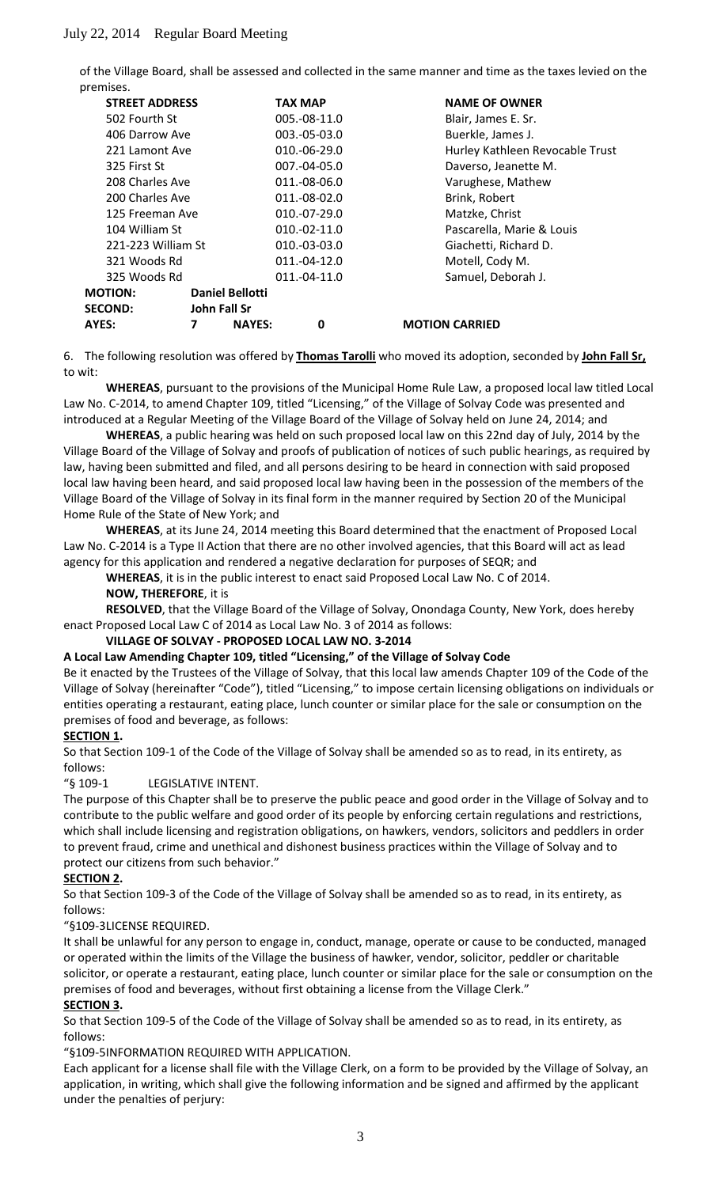of the Village Board, shall be assessed and collected in the same manner and time as the taxes levied on the premises.

| STREET ADDRESS | TAX MAP | NAME OF OWNER |
|---|---|---|
| 502 Fourth St | 005.-08-11.0 | Blair, James E. Sr. |
| 406 Darrow Ave | 003.-05-03.0 | Buerkle, James J. |
| 221 Lamont Ave | 010.-06-29.0 | Hurley Kathleen Revocable Trust |
| 325 First St | 007.-04-05.0 | Daverso, Jeanette M. |
| 208 Charles Ave | 011.-08-06.0 | Varughese, Mathew |
| 200 Charles Ave | 011.-08-02.0 | Brink, Robert |
| 125 Freeman Ave | 010.-07-29.0 | Matzke, Christ |
| 104 William St | 010.-02-11.0 | Pascarella, Marie & Louis |
| 221-223 William St | 010.-03-03.0 | Giachetti, Richard D. |
| 321 Woods Rd | 011.-04-12.0 | Motell, Cody M. |
| 325 Woods Rd | 011.-04-11.0 | Samuel, Deborah J. |

**MOTION:** Daniel Bellotti
**SECOND:** John Fall Sr
**AYES:** 7 **NAYES:** 0 **MOTION CARRIED**

6. The following resolution was offered by **Thomas Tarolli** who moved its adoption, seconded by **John Fall Sr,** to wit:

**WHEREAS**, pursuant to the provisions of the Municipal Home Rule Law, a proposed local law titled Local Law No. C-2014, to amend Chapter 109, titled "Licensing," of the Village of Solvay Code was presented and introduced at a Regular Meeting of the Village Board of the Village of Solvay held on June 24, 2014; and

**WHEREAS**, a public hearing was held on such proposed local law on this 22nd day of July, 2014 by the Village Board of the Village of Solvay and proofs of publication of notices of such public hearings, as required by law, having been submitted and filed, and all persons desiring to be heard in connection with said proposed local law having been heard, and said proposed local law having been in the possession of the members of the Village Board of the Village of Solvay in its final form in the manner required by Section 20 of the Municipal Home Rule of the State of New York; and

**WHEREAS**, at its June 24, 2014 meeting this Board determined that the enactment of Proposed Local Law No. C-2014 is a Type II Action that there are no other involved agencies, that this Board will act as lead agency for this application and rendered a negative declaration for purposes of SEQR; and

**WHEREAS**, it is in the public interest to enact said Proposed Local Law No. C of 2014.

**NOW, THEREFORE**, it is

**RESOLVED**, that the Village Board of the Village of Solvay, Onondaga County, New York, does hereby enact Proposed Local Law C of 2014 as Local Law No. 3 of 2014 as follows:

**VILLAGE OF SOLVAY - PROPOSED LOCAL LAW NO. 3-2014**

**A Local Law Amending Chapter 109, titled "Licensing," of the Village of Solvay Code**

Be it enacted by the Trustees of the Village of Solvay, that this local law amends Chapter 109 of the Code of the Village of Solvay (hereinafter "Code"), titled "Licensing," to impose certain licensing obligations on individuals or entities operating a restaurant, eating place, lunch counter or similar place for the sale or consumption on the premises of food and beverage, as follows:

**SECTION 1.**

So that Section 109-1 of the Code of the Village of Solvay shall be amended so as to read, in its entirety, as follows:

"§ 109-1 LEGISLATIVE INTENT.

The purpose of this Chapter shall be to preserve the public peace and good order in the Village of Solvay and to contribute to the public welfare and good order of its people by enforcing certain regulations and restrictions, which shall include licensing and registration obligations, on hawkers, vendors, solicitors and peddlers in order to prevent fraud, crime and unethical and dishonest business practices within the Village of Solvay and to protect our citizens from such behavior."

**SECTION 2.**

So that Section 109-3 of the Code of the Village of Solvay shall be amended so as to read, in its entirety, as follows:

"§109-3LICENSE REQUIRED.

It shall be unlawful for any person to engage in, conduct, manage, operate or cause to be conducted, managed or operated within the limits of the Village the business of hawker, vendor, solicitor, peddler or charitable solicitor, or operate a restaurant, eating place, lunch counter or similar place for the sale or consumption on the premises of food and beverages, without first obtaining a license from the Village Clerk."

**SECTION 3.**

So that Section 109-5 of the Code of the Village of Solvay shall be amended so as to read, in its entirety, as follows:

"§109-5INFORMATION REQUIRED WITH APPLICATION.

Each applicant for a license shall file with the Village Clerk, on a form to be provided by the Village of Solvay, an application, in writing, which shall give the following information and be signed and affirmed by the applicant under the penalties of perjury: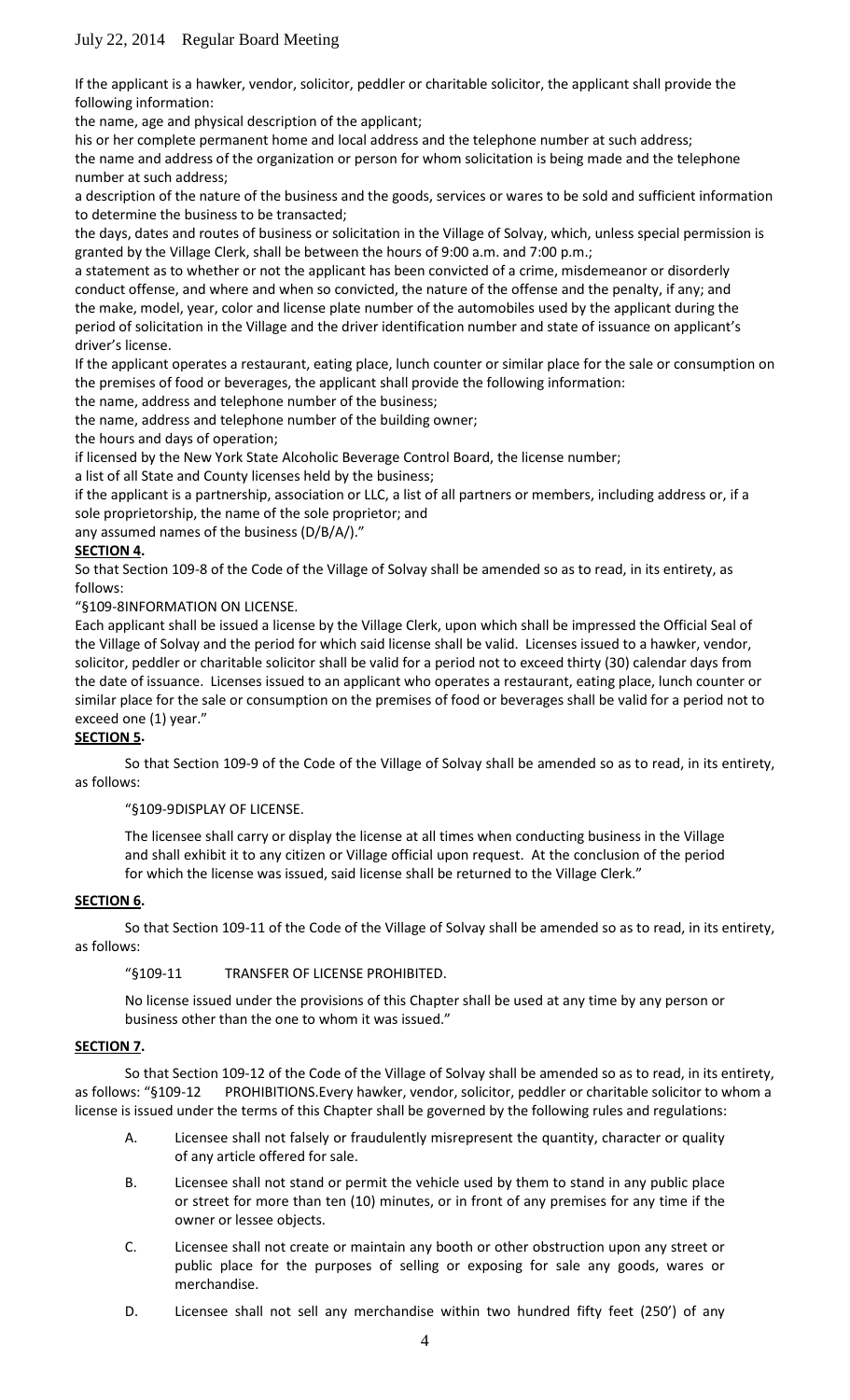If the applicant is a hawker, vendor, solicitor, peddler or charitable solicitor, the applicant shall provide the following information:

the name, age and physical description of the applicant;

his or her complete permanent home and local address and the telephone number at such address;

the name and address of the organization or person for whom solicitation is being made and the telephone number at such address;

a description of the nature of the business and the goods, services or wares to be sold and sufficient information to determine the business to be transacted;

the days, dates and routes of business or solicitation in the Village of Solvay, which, unless special permission is granted by the Village Clerk, shall be between the hours of 9:00 a.m. and 7:00 p.m.;

a statement as to whether or not the applicant has been convicted of a crime, misdemeanor or disorderly conduct offense, and where and when so convicted, the nature of the offense and the penalty, if any; and

the make, model, year, color and license plate number of the automobiles used by the applicant during the period of solicitation in the Village and the driver identification number and state of issuance on applicant's driver's license.

If the applicant operates a restaurant, eating place, lunch counter or similar place for the sale or consumption on the premises of food or beverages, the applicant shall provide the following information:

the name, address and telephone number of the business;

the name, address and telephone number of the building owner;

the hours and days of operation;

if licensed by the New York State Alcoholic Beverage Control Board, the license number;

a list of all State and County licenses held by the business;

if the applicant is a partnership, association or LLC, a list of all partners or members, including address or, if a sole proprietorship, the name of the sole proprietor; and

any assumed names of the business (D/B/A/)."

**SECTION 4.**

So that Section 109-8 of the Code of the Village of Solvay shall be amended so as to read, in its entirety, as follows:

"§109-8INFORMATION ON LICENSE.

Each applicant shall be issued a license by the Village Clerk, upon which shall be impressed the Official Seal of the Village of Solvay and the period for which said license shall be valid. Licenses issued to a hawker, vendor, solicitor, peddler or charitable solicitor shall be valid for a period not to exceed thirty (30) calendar days from the date of issuance. Licenses issued to an applicant who operates a restaurant, eating place, lunch counter or similar place for the sale or consumption on the premises of food or beverages shall be valid for a period not to exceed one (1) year."

**SECTION 5.**

So that Section 109-9 of the Code of the Village of Solvay shall be amended so as to read, in its entirety, as follows:

"§109-9DISPLAY OF LICENSE.

The licensee shall carry or display the license at all times when conducting business in the Village and shall exhibit it to any citizen or Village official upon request. At the conclusion of the period for which the license was issued, said license shall be returned to the Village Clerk."

**SECTION 6.**

So that Section 109-11 of the Code of the Village of Solvay shall be amended so as to read, in its entirety, as follows:

"§109-11 TRANSFER OF LICENSE PROHIBITED.

No license issued under the provisions of this Chapter shall be used at any time by any person or business other than the one to whom it was issued."

**SECTION 7.**

So that Section 109-12 of the Code of the Village of Solvay shall be amended so as to read, in its entirety, as follows: "§109-12 PROHIBITIONS.Every hawker, vendor, solicitor, peddler or charitable solicitor to whom a license is issued under the terms of this Chapter shall be governed by the following rules and regulations:

A. Licensee shall not falsely or fraudulently misrepresent the quantity, character or quality of any article offered for sale.

B. Licensee shall not stand or permit the vehicle used by them to stand in any public place or street for more than ten (10) minutes, or in front of any premises for any time if the owner or lessee objects.

C. Licensee shall not create or maintain any booth or other obstruction upon any street or public place for the purposes of selling or exposing for sale any goods, wares or merchandise.

D. Licensee shall not sell any merchandise within two hundred fifty feet (250') of any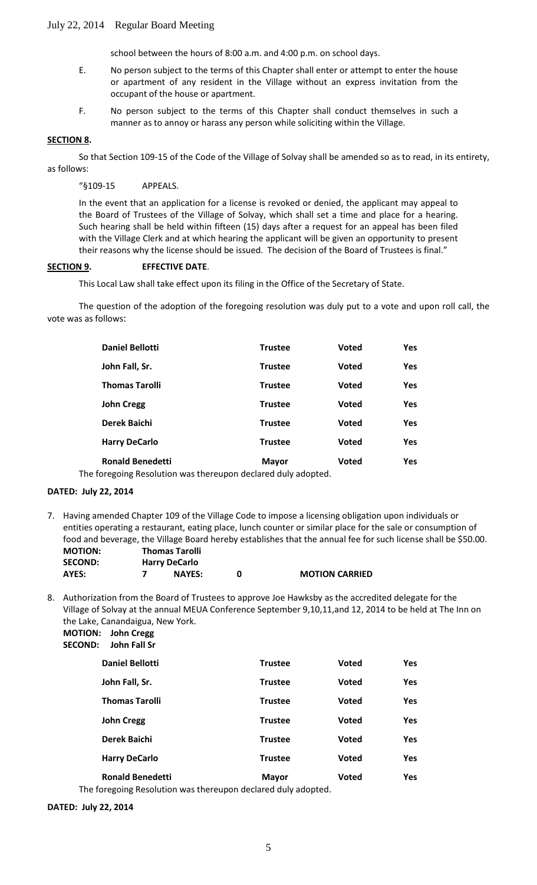school between the hours of 8:00 a.m. and 4:00 p.m. on school days.

E. No person subject to the terms of this Chapter shall enter or attempt to enter the house or apartment of any resident in the Village without an express invitation from the occupant of the house or apartment.

F. No person subject to the terms of this Chapter shall conduct themselves in such a manner as to annoy or harass any person while soliciting within the Village.

**SECTION 8.**

So that Section 109-15 of the Code of the Village of Solvay shall be amended so as to read, in its entirety, as follows:

"§109-15 APPEALS.

In the event that an application for a license is revoked or denied, the applicant may appeal to the Board of Trustees of the Village of Solvay, which shall set a time and place for a hearing. Such hearing shall be held within fifteen (15) days after a request for an appeal has been filed with the Village Clerk and at which hearing the applicant will be given an opportunity to present their reasons why the license should be issued. The decision of the Board of Trustees is final."

**SECTION 9. EFFECTIVE DATE.**

This Local Law shall take effect upon its filing in the Office of the Secretary of State.

The question of the adoption of the foregoing resolution was duly put to a vote and upon roll call, the vote was as follows:

| | | | |
|---|---|---|---|
| **Daniel Bellotti** | **Trustee** | **Voted** | **Yes** |
| **John Fall, Sr.** | **Trustee** | **Voted** | **Yes** |
| **Thomas Tarolli** | **Trustee** | **Voted** | **Yes** |
| **John Cregg** | **Trustee** | **Voted** | **Yes** |
| **Derek Baichi** | **Trustee** | **Voted** | **Yes** |
| **Harry DeCarlo** | **Trustee** | **Voted** | **Yes** |
| **Ronald Benedetti** | **Mayor** | **Voted** | **Yes** |

The foregoing Resolution was thereupon declared duly adopted.

**DATED: July 22, 2014**

7. Having amended Chapter 109 of the Village Code to impose a licensing obligation upon individuals or entities operating a restaurant, eating place, lunch counter or similar place for the sale or consumption of food and beverage, the Village Board hereby establishes that the annual fee for such license shall be $50.00.

**MOTION:** **Thomas Tarolli**
**SECOND:** **Harry DeCarlo**
**AYES:** **7** **NAYES:** **0** **MOTION CARRIED**

8. Authorization from the Board of Trustees to approve Joe Hawksby as the accredited delegate for the Village of Solvay at the annual MEUA Conference September 9,10,11,and 12, 2014 to be held at The Inn on the Lake, Canandaigua, New York.

**MOTION: John Cregg**
**SECOND: John Fall Sr**

| | | | |
|---|---|---|---|
| **Daniel Bellotti** | **Trustee** | **Voted** | **Yes** |
| **John Fall, Sr.** | **Trustee** | **Voted** | **Yes** |
| **Thomas Tarolli** | **Trustee** | **Voted** | **Yes** |
| **John Cregg** | **Trustee** | **Voted** | **Yes** |
| **Derek Baichi** | **Trustee** | **Voted** | **Yes** |
| **Harry DeCarlo** | **Trustee** | **Voted** | **Yes** |
| **Ronald Benedetti** | **Mayor** | **Voted** | **Yes** |

The foregoing Resolution was thereupon declared duly adopted.

**DATED: July 22, 2014**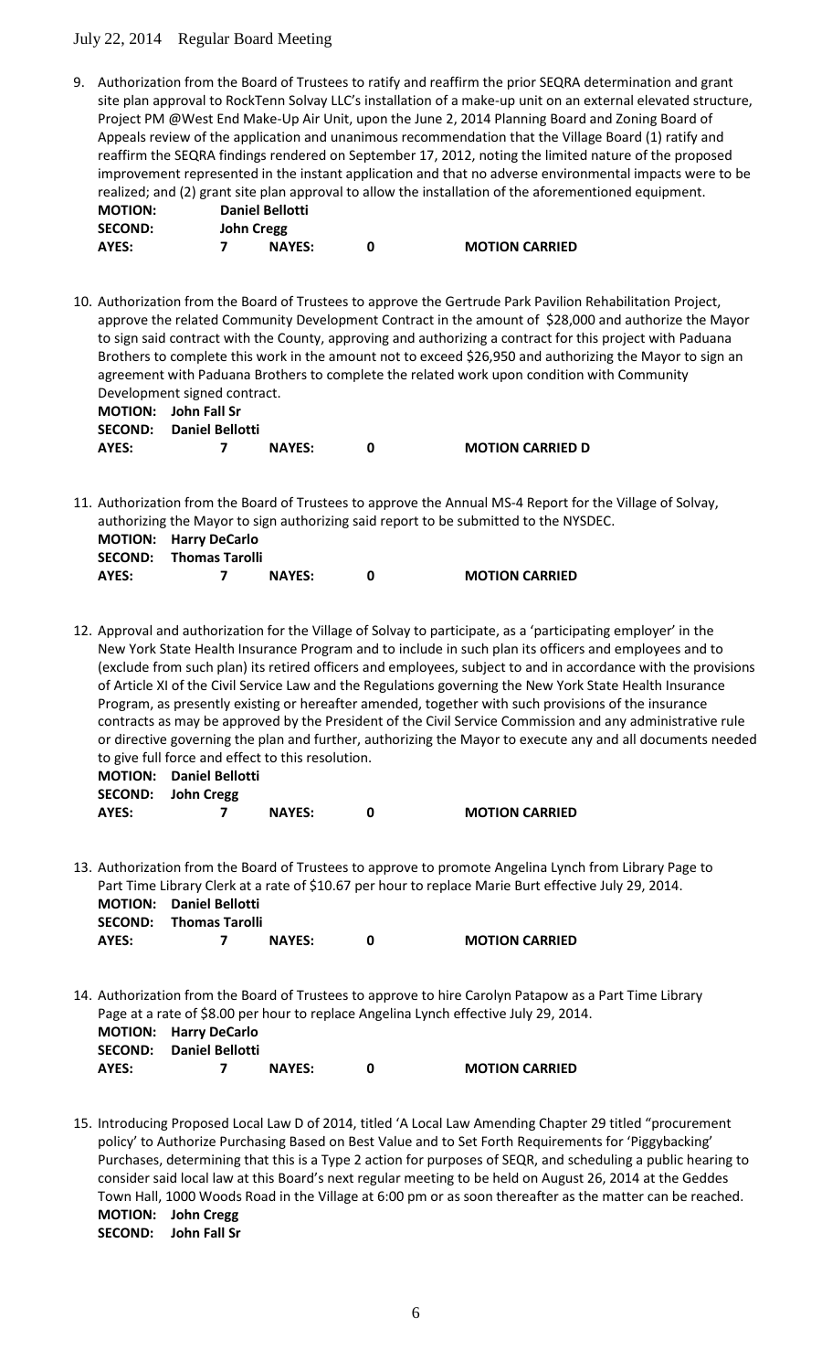9. Authorization from the Board of Trustees to ratify and reaffirm the prior SEQRA determination and grant site plan approval to RockTenn Solvay LLC's installation of a make-up unit on an external elevated structure, Project PM @West End Make-Up Air Unit, upon the June 2, 2014 Planning Board and Zoning Board of Appeals review of the application and unanimous recommendation that the Village Board (1) ratify and reaffirm the SEQRA findings rendered on September 17, 2012, noting the limited nature of the proposed improvement represented in the instant application and that no adverse environmental impacts were to be realized; and (2) grant site plan approval to allow the installation of the aforementioned equipment.

   **MOTION:** **Daniel Bellotti**
   **SECOND:** **John Cregg**
   **AYES:** **7** **NAYES:** **0** **MOTION CARRIED**

10. Authorization from the Board of Trustees to approve the Gertrude Park Pavilion Rehabilitation Project, approve the related Community Development Contract in the amount of $28,000 and authorize the Mayor to sign said contract with the County, approving and authorizing a contract for this project with Paduana Brothers to complete this work in the amount not to exceed $26,950 and authorizing the Mayor to sign an agreement with Paduana Brothers to complete the related work upon condition with Community Development signed contract.

    **MOTION:** **John Fall Sr**
    **SECOND:** **Daniel Bellotti**
    **AYES:** **7** **NAYES:** **0** **MOTION CARRIED D**

11. Authorization from the Board of Trustees to approve the Annual MS-4 Report for the Village of Solvay, authorizing the Mayor to sign authorizing said report to be submitted to the NYSDEC.

    **MOTION:** **Harry DeCarlo**
    **SECOND:** **Thomas Tarolli**
    **AYES:** **7** **NAYES:** **0** **MOTION CARRIED**

12. Approval and authorization for the Village of Solvay to participate, as a 'participating employer' in the New York State Health Insurance Program and to include in such plan its officers and employees and to (exclude from such plan) its retired officers and employees, subject to and in accordance with the provisions of Article XI of the Civil Service Law and the Regulations governing the New York State Health Insurance Program, as presently existing or hereafter amended, together with such provisions of the insurance contracts as may be approved by the President of the Civil Service Commission and any administrative rule or directive governing the plan and further, authorizing the Mayor to execute any and all documents needed to give full force and effect to this resolution.

    **MOTION:** **Daniel Bellotti**
    **SECOND:** **John Cregg**
    **AYES:** **7** **NAYES:** **0** **MOTION CARRIED**

13. Authorization from the Board of Trustees to approve to promote Angelina Lynch from Library Page to Part Time Library Clerk at a rate of $10.67 per hour to replace Marie Burt effective July 29, 2014.

    **MOTION:** **Daniel Bellotti**
    **SECOND:** **Thomas Tarolli**
    **AYES:** **7** **NAYES:** **0** **MOTION CARRIED**

14. Authorization from the Board of Trustees to approve to hire Carolyn Patapow as a Part Time Library Page at a rate of $8.00 per hour to replace Angelina Lynch effective July 29, 2014.

    **MOTION:** **Harry DeCarlo**
    **SECOND:** **Daniel Bellotti**
    **AYES:** **7** **NAYES:** **0** **MOTION CARRIED**

15. Introducing Proposed Local Law D of 2014, titled 'A Local Law Amending Chapter 29 titled "procurement policy' to Authorize Purchasing Based on Best Value and to Set Forth Requirements for 'Piggybacking' Purchases, determining that this is a Type 2 action for purposes of SEQR, and scheduling a public hearing to consider said local law at this Board's next regular meeting to be held on August 26, 2014 at the Geddes Town Hall, 1000 Woods Road in the Village at 6:00 pm or as soon thereafter as the matter can be reached.

    **MOTION:** **John Cregg**
    **SECOND:** **John Fall Sr**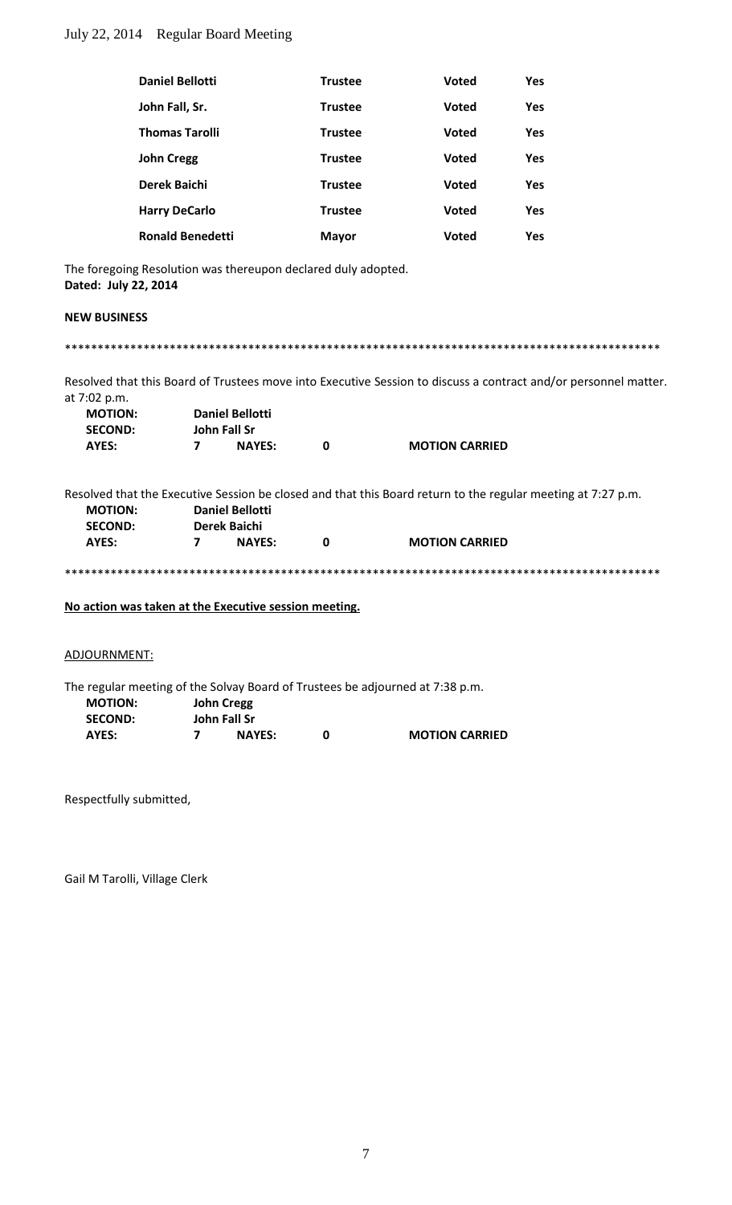| | | | |
|---|---|---|---|
| **Daniel Bellotti** | **Trustee** | **Voted** | **Yes** |
| **John Fall, Sr.** | **Trustee** | **Voted** | **Yes** |
| **Thomas Tarolli** | **Trustee** | **Voted** | **Yes** |
| **John Cregg** | **Trustee** | **Voted** | **Yes** |
| **Derek Baichi** | **Trustee** | **Voted** | **Yes** |
| **Harry DeCarlo** | **Trustee** | **Voted** | **Yes** |
| **Ronald Benedetti** | **Mayor** | **Voted** | **Yes** |

The foregoing Resolution was thereupon declared duly adopted.
**Dated: July 22, 2014**

**NEW BUSINESS**

*********************************************************************************************

Resolved that this Board of Trustees move into Executive Session to discuss a contract and/or personnel matter. at 7:02 p.m.

| | | | | |
|---|---|---|---|---|
| **MOTION:** | **Daniel Bellotti** | | | |
| **SECOND:** | **John Fall Sr** | | | |
| **AYES:** | **7** | **NAYES:** | **0** | **MOTION CARRIED** |

Resolved that the Executive Session be closed and that this Board return to the regular meeting at 7:27 p.m.

| | | | | |
|---|---|---|---|---|
| **MOTION:** | **Daniel Bellotti** | | | |
| **SECOND:** | **Derek Baichi** | | | |
| **AYES:** | **7** | **NAYES:** | **0** | **MOTION CARRIED** |

*********************************************************************************************

**No action was taken at the Executive session meeting.**

ADJOURNMENT:

The regular meeting of the Solvay Board of Trustees be adjourned at 7:38 p.m.

| | | | | |
|---|---|---|---|---|
| **MOTION:** | **John Cregg** | | | |
| **SECOND:** | **John Fall Sr** | | | |
| **AYES:** | **7** | **NAYES:** | **0** | **MOTION CARRIED** |

Respectfully submitted,

Gail M Tarolli, Village Clerk